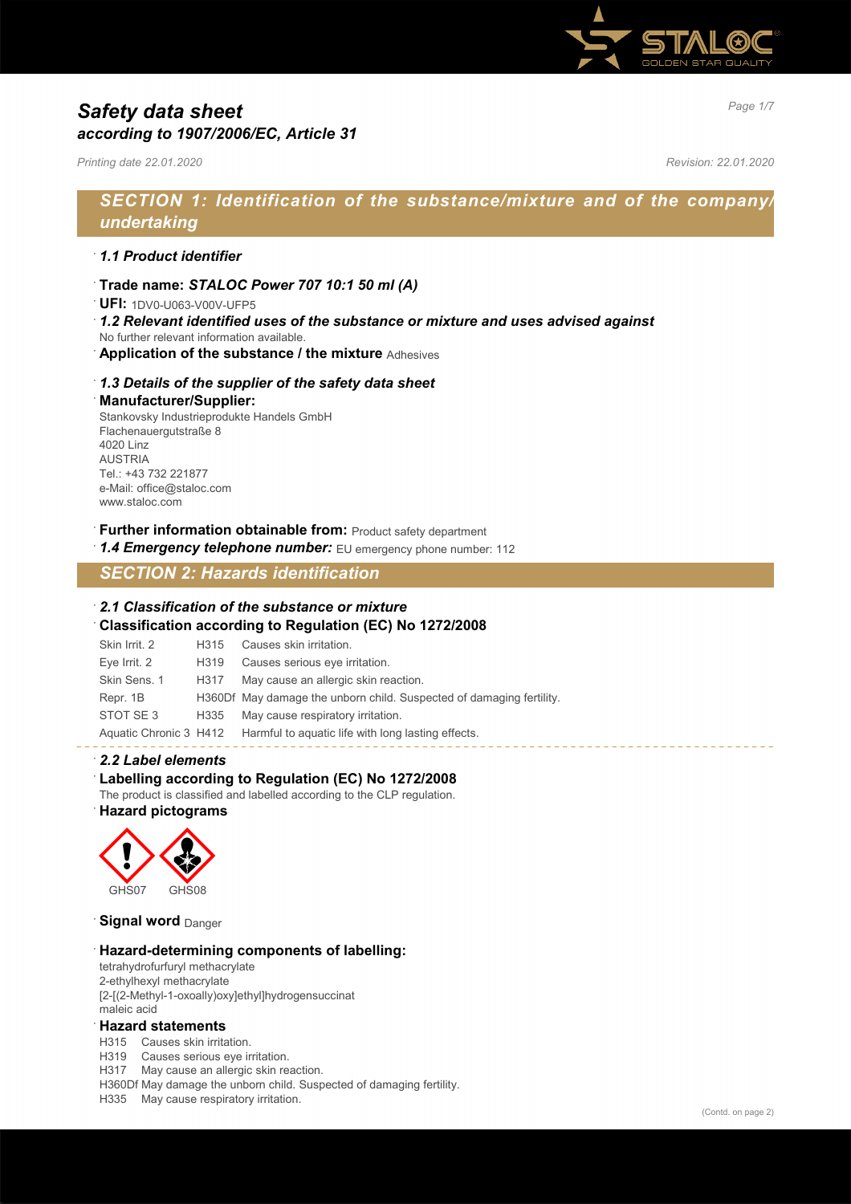# Safety data sheet
## *according to 1907/2006/EC, Article 31*

*Printing date 22.01.2020* *Revision: 22.01.2020*

## SECTION 1: Identification of the substance/mixture and of the company/undertaking

### 1.1 Product identifier

- **Trade name:** ***STALOC Power 707 10:1 50 ml (A)***
- **UFI:** 1DV0-U063-V00V-UFP5
- ***1.2 Relevant identified uses of the substance or mixture and uses advised against***
  No further relevant information available.
- **Application of the substance / the mixture** Adhesives

### 1.3 Details of the supplier of the safety data sheet

- **Manufacturer/Supplier:**
  Stankovsky Industrieprodukte Handels GmbH
  Flachenauergutstraße 8
  4020 Linz
  AUSTRIA
  Tel.: +43 732 221877
  e-Mail: office@staloc.com
  www.staloc.com

- **Further information obtainable from:** Product safety department
- ***1.4 Emergency telephone number:*** EU emergency phone number: 112

## SECTION 2: Hazards identification

### 2.1 Classification of the substance or mixture

**Classification according to Regulation (EC) No 1272/2008**

| | | |
|---|---|---|
| Skin Irrit. 2 | H315 | Causes skin irritation. |
| Eye Irrit. 2 | H319 | Causes serious eye irritation. |
| Skin Sens. 1 | H317 | May cause an allergic skin reaction. |
| Repr. 1B | H360Df | May damage the unborn child. Suspected of damaging fertility. |
| STOT SE 3 | H335 | May cause respiratory irritation. |
| Aquatic Chronic 3 | H412 | Harmful to aquatic life with long lasting effects. |

### 2.2 Label elements

**Labelling according to Regulation (EC) No 1272/2008**
The product is classified and labelled according to the CLP regulation.

**Hazard pictograms**

GHS07 GHS08

**Signal word** Danger

**Hazard-determining components of labelling:**
tetrahydrofurfuryl methacrylate
2-ethylhexyl methacrylate
[2-[(2-Methyl-1-oxoally)oxy]ethyl]hydrogensuccinat
maleic acid

**Hazard statements**
H315 Causes skin irritation.
H319 Causes serious eye irritation.
H317 May cause an allergic skin reaction.
H360Df May damage the unborn child. Suspected of damaging fertility.
H335 May cause respiratory irritation.

(Contd. on page 2)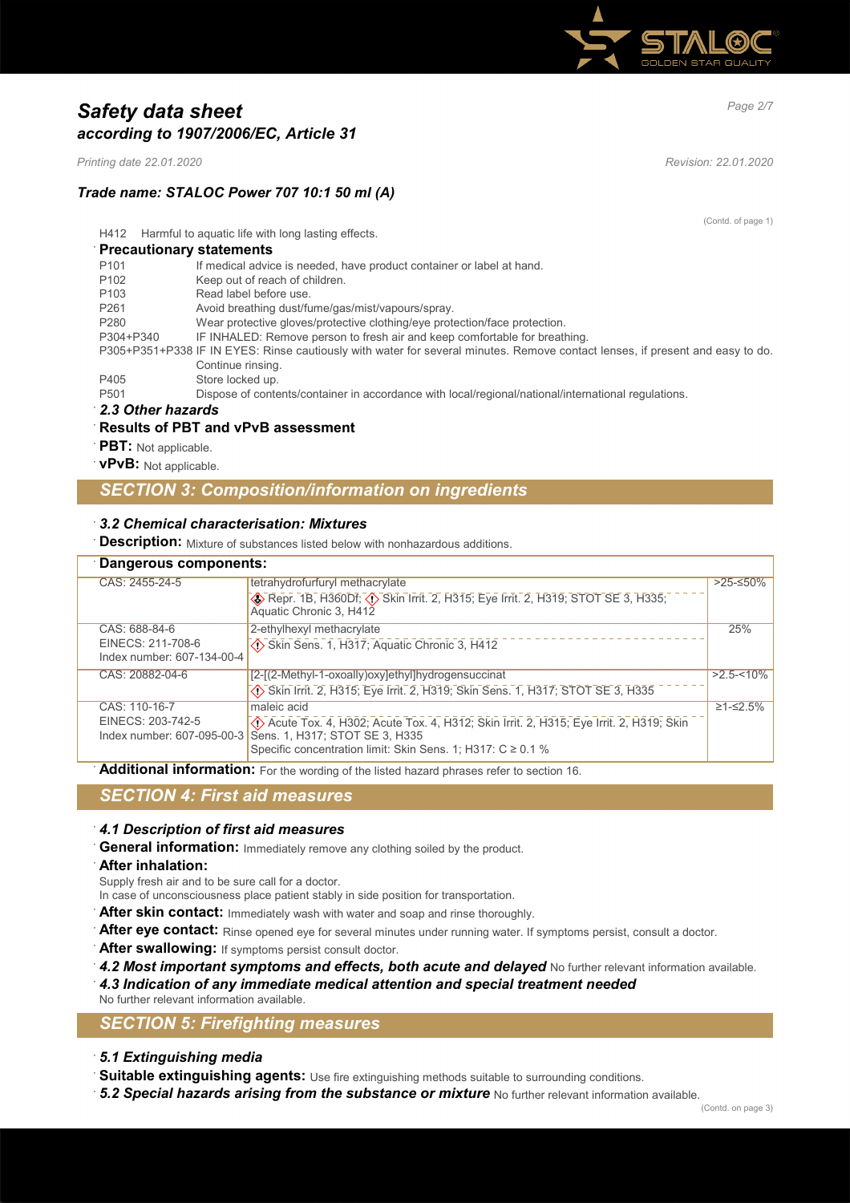(Contd. of page 1)

H412 Harmful to aquatic life with long lasting effects.

· **Precautionary statements**

P101 If medical advice is needed, have product container or label at hand.
P102 Keep out of reach of children.
P103 Read label before use.
P261 Avoid breathing dust/fume/gas/mist/vapours/spray.
P280 Wear protective gloves/protective clothing/eye protection/face protection.
P304+P340 IF INHALED: Remove person to fresh air and keep comfortable for breathing.
P305+P351+P338 IF IN EYES: Rinse cautiously with water for several minutes. Remove contact lenses, if present and easy to do. Continue rinsing.
P405 Store locked up.
P501 Dispose of contents/container in accordance with local/regional/national/international regulations.

· ***2.3 Other hazards***

· **Results of PBT and vPvB assessment**

· **PBT:** Not applicable.

· **vPvB:** Not applicable.

## *SECTION 3: Composition/information on ingredients*

· ***3.2 Chemical characterisation: Mixtures***

· **Description:** Mixture of substances listed below with nonhazardous additions.

· **Dangerous components:**

| | | |
|---|---|---|
| CAS: 2455-24-5 | tetrahydrofurfuryl methacrylate<br>Repr. 1B, H360Df; Skin Irrit. 2, H315; Eye Irrit. 2, H319; STOT SE 3, H335; Aquatic Chronic 3, H412 | >25-≤50% |
| CAS: 688-84-6<br>EINECS: 211-708-6<br>Index number: 607-134-00-4 | 2-ethylhexyl methacrylate<br>Skin Sens. 1, H317; Aquatic Chronic 3, H412 | 25% |
| CAS: 20882-04-6 | [2-[(2-Methyl-1-oxoally)oxy]ethyl]hydrogensuccinat<br>Skin Irrit. 2, H315; Eye Irrit. 2, H319; Skin Sens. 1, H317; STOT SE 3, H335 | >2.5-<10% |
| CAS: 110-16-7<br>EINECS: 203-742-5<br>Index number: 607-095-00-3 | maleic acid<br>Acute Tox. 4, H302; Acute Tox. 4, H312; Skin Irrit. 2, H315; Eye Irrit. 2, H319; Skin Sens. 1, H317; STOT SE 3, H335<br>Specific concentration limit: Skin Sens. 1; H317: C ≥ 0.1 % | ≥1-≤2.5% |

· **Additional information:** For the wording of the listed hazard phrases refer to section 16.

## *SECTION 4: First aid measures*

· ***4.1 Description of first aid measures***

· **General information:** Immediately remove any clothing soiled by the product.

· **After inhalation:**
Supply fresh air and to be sure call for a doctor.
In case of unconsciousness place patient stably in side position for transportation.

· **After skin contact:** Immediately wash with water and soap and rinse thoroughly.

· **After eye contact:** Rinse opened eye for several minutes under running water. If symptoms persist, consult a doctor.

· **After swallowing:** If symptoms persist consult doctor.

· ***4.2 Most important symptoms and effects, both acute and delayed*** No further relevant information available.

· ***4.3 Indication of any immediate medical attention and special treatment needed***
No further relevant information available.

## *SECTION 5: Firefighting measures*

· ***5.1 Extinguishing media***

· **Suitable extinguishing agents:** Use fire extinguishing methods suitable to surrounding conditions.

· ***5.2 Special hazards arising from the substance or mixture*** No further relevant information available.

(Contd. on page 3)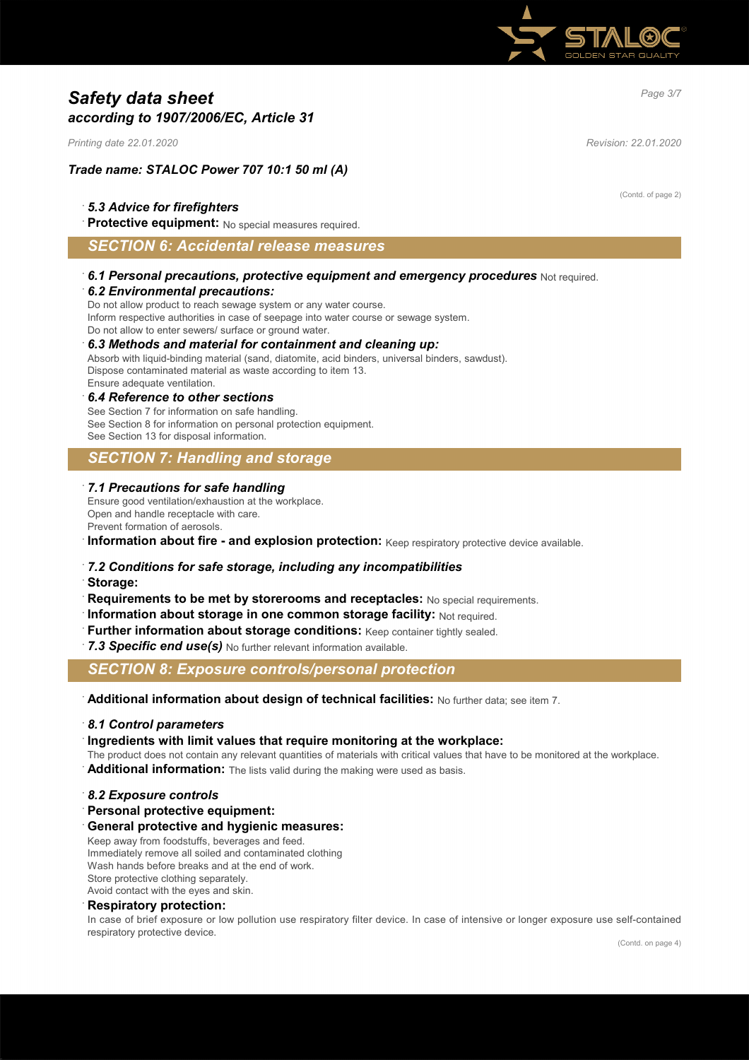*Trade name: STALOC Power 707 10:1 50 ml (A)*

(Contd. of page 2)

· ***5.3 Advice for firefighters***

· **Protective equipment:** No special measures required.

## SECTION 6: Accidental release measures

· ***6.1 Personal precautions, protective equipment and emergency procedures*** Not required.

· ***6.2 Environmental precautions:***
Do not allow product to reach sewage system or any water course.
Inform respective authorities in case of seepage into water course or sewage system.
Do not allow to enter sewers/ surface or ground water.

· ***6.3 Methods and material for containment and cleaning up:***
Absorb with liquid-binding material (sand, diatomite, acid binders, universal binders, sawdust).
Dispose contaminated material as waste according to item 13.
Ensure adequate ventilation.

· ***6.4 Reference to other sections***
See Section 7 for information on safe handling.
See Section 8 for information on personal protection equipment.
See Section 13 for disposal information.

## SECTION 7: Handling and storage

· ***7.1 Precautions for safe handling***
Ensure good ventilation/exhaustion at the workplace.
Open and handle receptacle with care.
Prevent formation of aerosols.

· **Information about fire - and explosion protection:** Keep respiratory protective device available.

· ***7.2 Conditions for safe storage, including any incompatibilities***

· **Storage:**

· **Requirements to be met by storerooms and receptacles:** No special requirements.

· **Information about storage in one common storage facility:** Not required.

· **Further information about storage conditions:** Keep container tightly sealed.

· ***7.3 Specific end use(s)*** No further relevant information available.

## SECTION 8: Exposure controls/personal protection

· **Additional information about design of technical facilities:** No further data; see item 7.

· ***8.1 Control parameters***

· **Ingredients with limit values that require monitoring at the workplace:**
The product does not contain any relevant quantities of materials with critical values that have to be monitored at the workplace.

· **Additional information:** The lists valid during the making were used as basis.

· ***8.2 Exposure controls***

· **Personal protective equipment:**

· **General protective and hygienic measures:**
Keep away from foodstuffs, beverages and feed.
Immediately remove all soiled and contaminated clothing
Wash hands before breaks and at the end of work.
Store protective clothing separately.
Avoid contact with the eyes and skin.

· **Respiratory protection:**
In case of brief exposure or low pollution use respiratory filter device. In case of intensive or longer exposure use self-contained respiratory protective device.

(Contd. on page 4)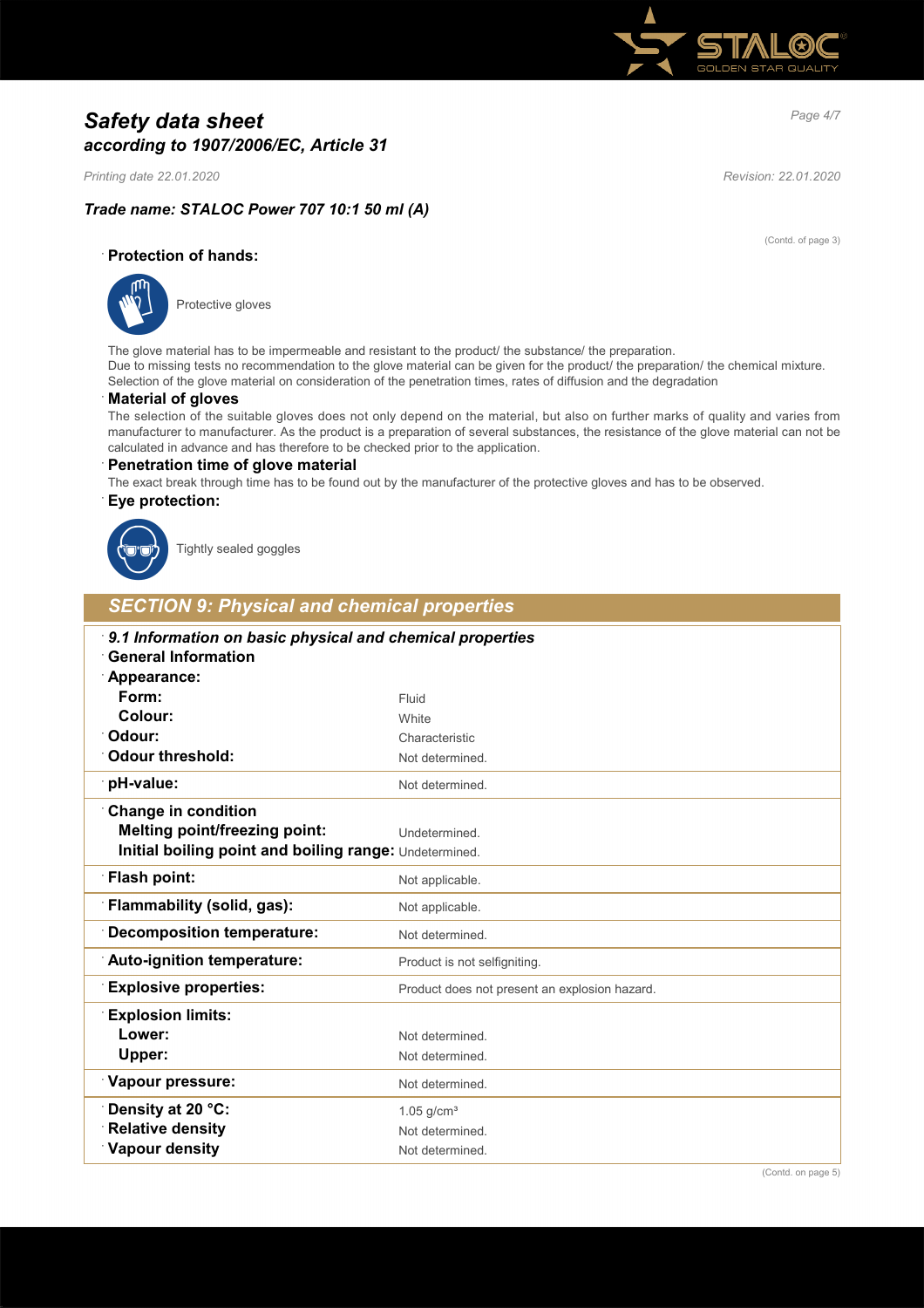# *Safety data sheet*
## *according to 1907/2006/EC, Article 31*

*Printing date 22.01.2020* *Revision: 22.01.2020*

### *Trade name: STALOC Power 707 10:1 50 ml (A)*

(Contd. of page 3)

**Protection of hands:**

Protective gloves

The glove material has to be impermeable and resistant to the product/ the substance/ the preparation.
Due to missing tests no recommendation to the glove material can be given for the product/ the preparation/ the chemical mixture.
Selection of the glove material on consideration of the penetration times, rates of diffusion and the degradation

**Material of gloves**

The selection of the suitable gloves does not only depend on the material, but also on further marks of quality and varies from manufacturer to manufacturer. As the product is a preparation of several substances, the resistance of the glove material can not be calculated in advance and has therefore to be checked prior to the application.

**Penetration time of glove material**

The exact break through time has to be found out by the manufacturer of the protective gloves and has to be observed.

**Eye protection:**

Tightly sealed goggles

## *SECTION 9: Physical and chemical properties*

| | |
|---|---|
| ***9.1 Information on basic physical and chemical properties*** | |
| **General Information** | |
| **Appearance:** | |
| **Form:** | Fluid |
| **Colour:** | White |
| **Odour:** | Characteristic |
| **Odour threshold:** | Not determined. |
| **pH-value:** | Not determined. |
| **Change in condition** | |
| **Melting point/freezing point:** | Undetermined. |
| **Initial boiling point and boiling range:** | Undetermined. |
| **Flash point:** | Not applicable. |
| **Flammability (solid, gas):** | Not applicable. |
| **Decomposition temperature:** | Not determined. |
| **Auto-ignition temperature:** | Product is not selfigniting. |
| **Explosive properties:** | Product does not present an explosion hazard. |
| **Explosion limits:** | |
| **Lower:** | Not determined. |
| **Upper:** | Not determined. |
| **Vapour pressure:** | Not determined. |
| **Density at 20 °C:** | 1.05 g/cm³ |
| **Relative density** | Not determined. |
| **Vapour density** | Not determined. |

(Contd. on page 5)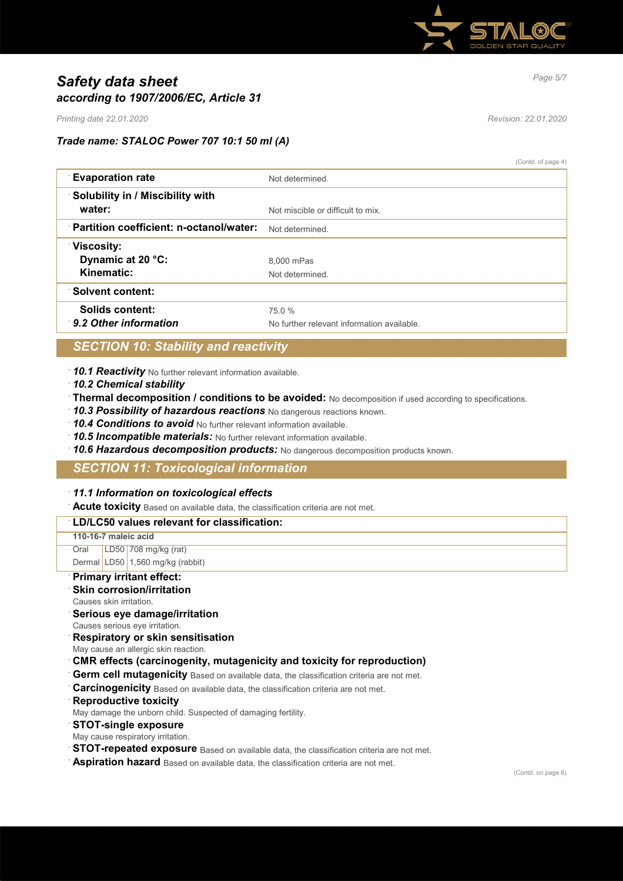*Trade name: STALOC Power 707 10:1 50 ml (A)*

(Contd. of page 4)

| | |
|---|---|
| **Evaporation rate** | Not determined. |
| **Solubility in / Miscibility with water:** | Not miscible or difficult to mix. |
| **Partition coefficient: n-octanol/water:** | Not determined. |
| **Viscosity:** | |
| **Dynamic at 20 °C:** | 8,000 mPas |
| **Kinematic:** | Not determined. |
| **Solvent content:** | |
| **Solids content:** | 75.0 % |
| ***9.2 Other information*** | No further relevant information available. |

## *SECTION 10: Stability and reactivity*

- ***10.1 Reactivity*** No further relevant information available.
- ***10.2 Chemical stability***
- **Thermal decomposition / conditions to be avoided:** No decomposition if used according to specifications.
- ***10.3 Possibility of hazardous reactions*** No dangerous reactions known.
- ***10.4 Conditions to avoid*** No further relevant information available.
- ***10.5 Incompatible materials:*** No further relevant information available.
- ***10.6 Hazardous decomposition products:*** No dangerous decomposition products known.

## *SECTION 11: Toxicological information*

- ***11.1 Information on toxicological effects***
- **Acute toxicity** Based on available data, the classification criteria are not met.

| **LD/LC50 values relevant for classification:** | | |
|---|---|---|
| **110-16-7 maleic acid** | | |
| Oral | LD50 | 708 mg/kg (rat) |
| Dermal | LD50 | 1,560 mg/kg (rabbit) |

- **Primary irritant effect:**
- **Skin corrosion/irritation**
  Causes skin irritation.
- **Serious eye damage/irritation**
  Causes serious eye irritation.
- **Respiratory or skin sensitisation**
  May cause an allergic skin reaction.
- **CMR effects (carcinogenity, mutagenicity and toxicity for reproduction)**
- **Germ cell mutagenicity** Based on available data, the classification criteria are not met.
- **Carcinogenicity** Based on available data, the classification criteria are not met.
- **Reproductive toxicity**
  May damage the unborn child. Suspected of damaging fertility.
- **STOT-single exposure**
  May cause respiratory irritation.
- **STOT-repeated exposure** Based on available data, the classification criteria are not met.
- **Aspiration hazard** Based on available data, the classification criteria are not met.

(Contd. on page 6)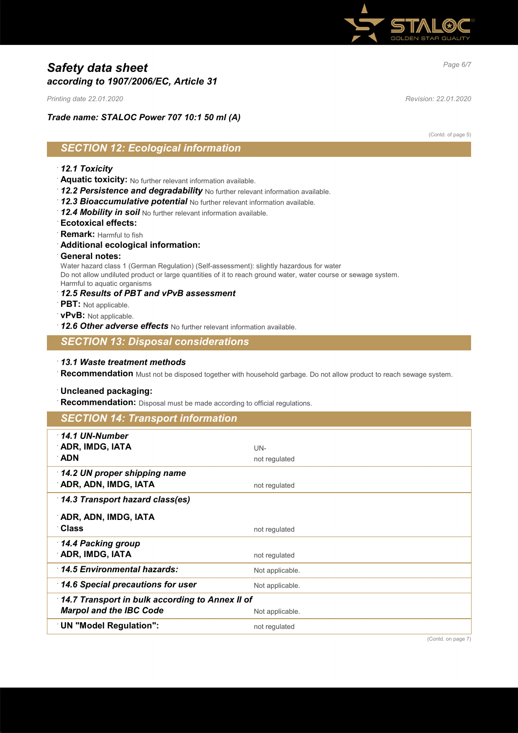# *Safety data sheet*
## *according to 1907/2006/EC, Article 31*

*Printing date 22.01.2020* *Revision: 22.01.2020*

***Trade name: STALOC Power 707 10:1 50 ml (A)***

(Contd. of page 5)

## *SECTION 12: Ecological information*

· ***12.1 Toxicity***
· **Aquatic toxicity:** No further relevant information available.
· ***12.2 Persistence and degradability*** No further relevant information available.
· ***12.3 Bioaccumulative potential*** No further relevant information available.
· ***12.4 Mobility in soil*** No further relevant information available.
· **Ecotoxical effects:**
· **Remark:** Harmful to fish
· **Additional ecological information:**
· **General notes:**
Water hazard class 1 (German Regulation) (Self-assessment): slightly hazardous for water
Do not allow undiluted product or large quantities of it to reach ground water, water course or sewage system.
Harmful to aquatic organisms
· ***12.5 Results of PBT and vPvB assessment***
· **PBT:** Not applicable.
· **vPvB:** Not applicable.
· ***12.6 Other adverse effects*** No further relevant information available.

## *SECTION 13: Disposal considerations*

· ***13.1 Waste treatment methods***
· **Recommendation** Must not be disposed together with household garbage. Do not allow product to reach sewage system.

· **Uncleaned packaging:**
· **Recommendation:** Disposal must be made according to official regulations.

## *SECTION 14: Transport information*

| | |
|---|---|
| · ***14.1 UN-Number*** | |
| · **ADR, IMDG, IATA** | UN- |
| · **ADN** | not regulated |
| · ***14.2 UN proper shipping name*** | |
| · **ADR, ADN, IMDG, IATA** | not regulated |
| · ***14.3 Transport hazard class(es)*** | |
| · **ADR, ADN, IMDG, IATA** | |
| · **Class** | not regulated |
| · ***14.4 Packing group*** | |
| · **ADR, IMDG, IATA** | not regulated |
| · ***14.5 Environmental hazards:*** | Not applicable. |
| · ***14.6 Special precautions for user*** | Not applicable. |
| · ***14.7 Transport in bulk according to Annex II of Marpol and the IBC Code*** | Not applicable. |
| · **UN "Model Regulation":** | not regulated |

(Contd. on page 7)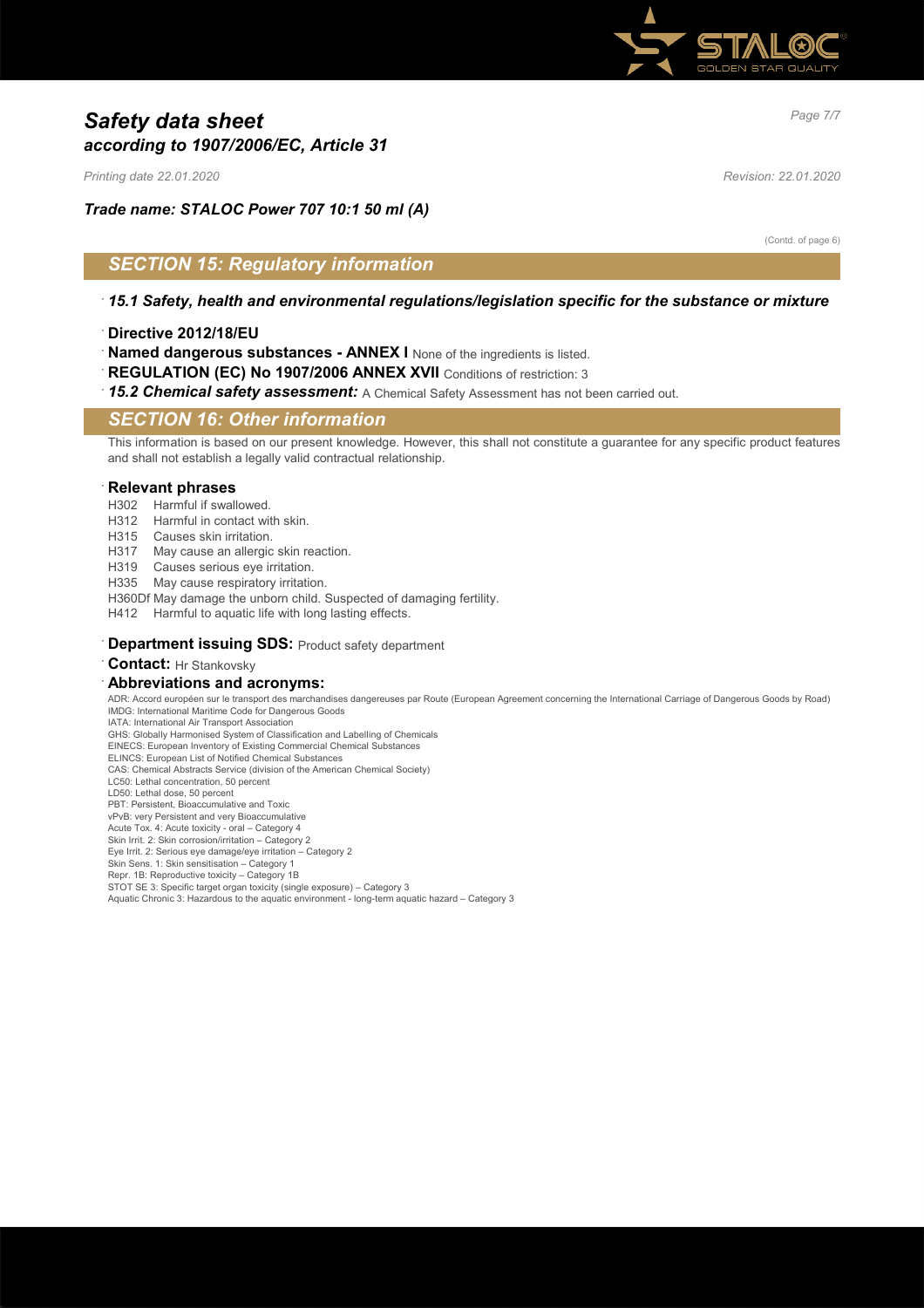# Safety data sheet
## according to 1907/2006/EC, Article 31

*Printing date 22.01.2020* *Revision: 22.01.2020*

***Trade name: STALOC Power 707 10:1 50 ml (A)***

(Contd. of page 6)

## SECTION 15: Regulatory information

· ***15.1 Safety, health and environmental regulations/legislation specific for the substance or mixture***

· **Directive 2012/18/EU**

· **Named dangerous substances - ANNEX I** None of the ingredients is listed.

· **REGULATION (EC) No 1907/2006 ANNEX XVII** Conditions of restriction: 3

· ***15.2 Chemical safety assessment:*** A Chemical Safety Assessment has not been carried out.

## SECTION 16: Other information

This information is based on our present knowledge. However, this shall not constitute a guarantee for any specific product features and shall not establish a legally valid contractual relationship.

· **Relevant phrases**

H302 Harmful if swallowed.
H312 Harmful in contact with skin.
H315 Causes skin irritation.
H317 May cause an allergic skin reaction.
H319 Causes serious eye irritation.
H335 May cause respiratory irritation.
H360Df May damage the unborn child. Suspected of damaging fertility.
H412 Harmful to aquatic life with long lasting effects.

· **Department issuing SDS:** Product safety department

· **Contact:** Hr Stankovsky

· **Abbreviations and acronyms:**

ADR: Accord européen sur le transport des marchandises dangereuses par Route (European Agreement concerning the International Carriage of Dangerous Goods by Road)
IMDG: International Maritime Code for Dangerous Goods
IATA: International Air Transport Association
GHS: Globally Harmonised System of Classification and Labelling of Chemicals
EINECS: European Inventory of Existing Commercial Chemical Substances
ELINCS: European List of Notified Chemical Substances
CAS: Chemical Abstracts Service (division of the American Chemical Society)
LC50: Lethal concentration, 50 percent
LD50: Lethal dose, 50 percent
PBT: Persistent, Bioaccumulative and Toxic
vPvB: very Persistent and very Bioaccumulative
Acute Tox. 4: Acute toxicity - oral – Category 4
Skin Irrit. 2: Skin corrosion/irritation – Category 2
Eye Irrit. 2: Serious eye damage/eye irritation – Category 2
Skin Sens. 1: Skin sensitisation – Category 1
Repr. 1B: Reproductive toxicity – Category 1B
STOT SE 3: Specific target organ toxicity (single exposure) – Category 3
Aquatic Chronic 3: Hazardous to the aquatic environment - long-term aquatic hazard – Category 3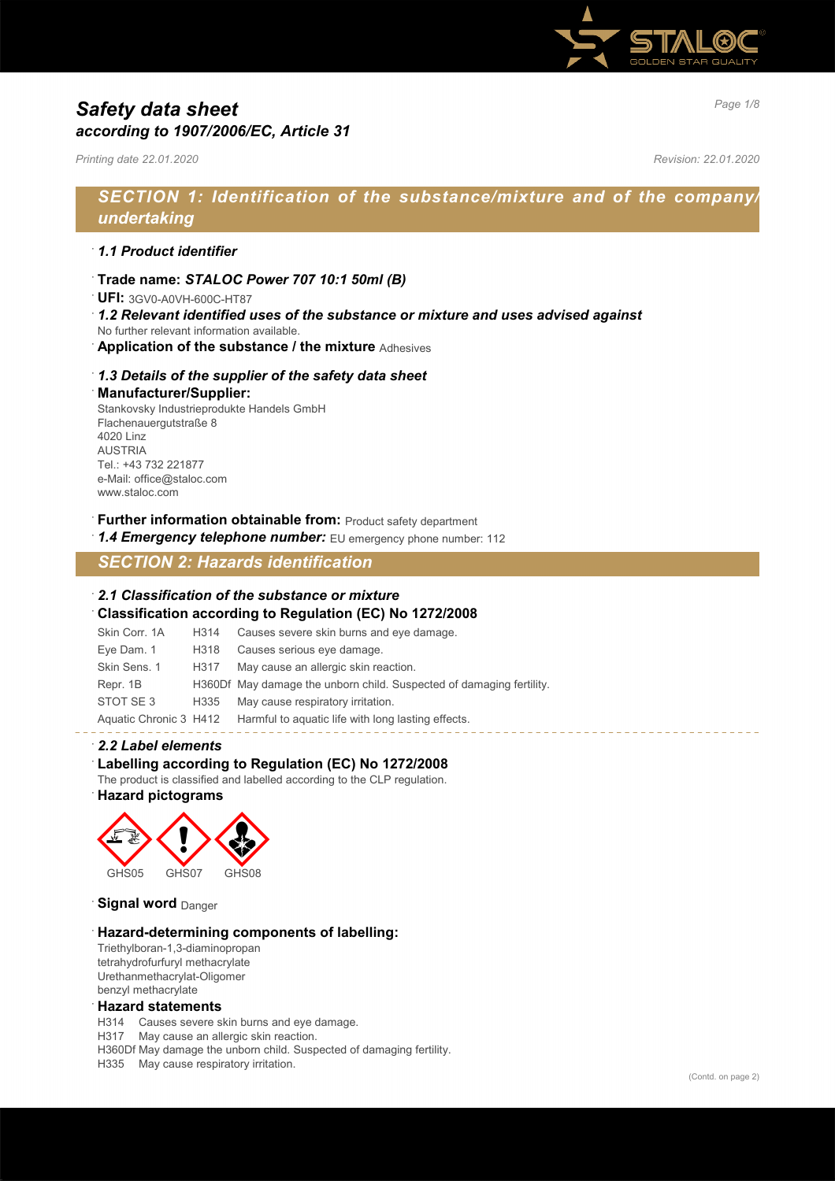# Safety data sheet
## *according to 1907/2006/EC, Article 31*

*Printing date 22.01.2020* *Revision: 22.01.2020*

## SECTION 1: Identification of the substance/mixture and of the company/undertaking

### *1.1 Product identifier*

**Trade name:** ***STALOC Power 707 10:1 50ml (B)***

**UFI:** 3GV0-A0VH-600C-HT87

***1.2 Relevant identified uses of the substance or mixture and uses advised against***

No further relevant information available.

**Application of the substance / the mixture** Adhesives

### *1.3 Details of the supplier of the safety data sheet*

**Manufacturer/Supplier:**

Stankovsky Industrieprodukte Handels GmbH
Flachenauergutstraße 8
4020 Linz
AUSTRIA
Tel.: +43 732 221877
e-Mail: office@staloc.com
www.staloc.com

**Further information obtainable from:** Product safety department

***1.4 Emergency telephone number:*** EU emergency phone number: 112

## SECTION 2: Hazards identification

### *2.1 Classification of the substance or mixture*

**Classification according to Regulation (EC) No 1272/2008**

| | | |
|---|---|---|
| Skin Corr. 1A | H314 | Causes severe skin burns and eye damage. |
| Eye Dam. 1 | H318 | Causes serious eye damage. |
| Skin Sens. 1 | H317 | May cause an allergic skin reaction. |
| Repr. 1B | H360Df | May damage the unborn child. Suspected of damaging fertility. |
| STOT SE 3 | H335 | May cause respiratory irritation. |
| Aquatic Chronic 3 | H412 | Harmful to aquatic life with long lasting effects. |

### *2.2 Label elements*

**Labelling according to Regulation (EC) No 1272/2008**

The product is classified and labelled according to the CLP regulation.

**Hazard pictograms**

GHS05 GHS07 GHS08

**Signal word** Danger

**Hazard-determining components of labelling:**

Triethylboran-1,3-diaminopropan
tetrahydrofurfuryl methacrylate
Urethanmethacrylat-Oligomer
benzyl methacrylate

**Hazard statements**

H314 Causes severe skin burns and eye damage.
H317 May cause an allergic skin reaction.
H360Df May damage the unborn child. Suspected of damaging fertility.
H335 May cause respiratory irritation.

(Contd. on page 2)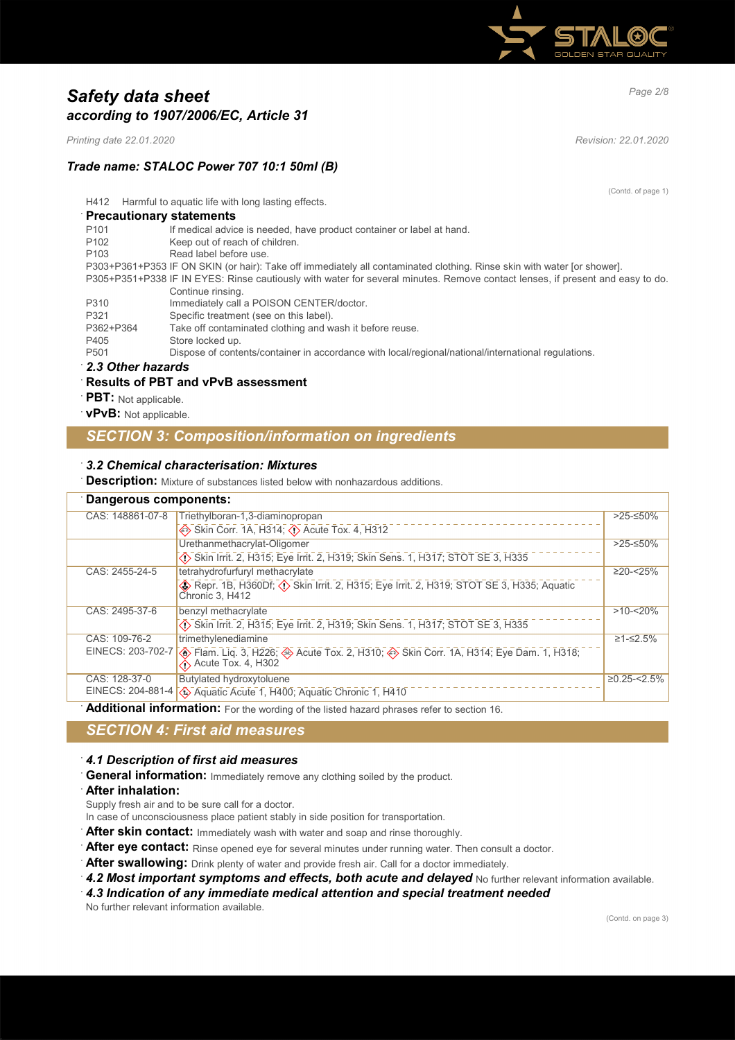# Safety data sheet
## according to 1907/2006/EC, Article 31

*Printing date 22.01.2020* *Revision: 22.01.2020*

### Trade name: STALOC Power 707 10:1 50ml (B)

(Contd. of page 1)

H412 Harmful to aquatic life with long lasting effects.

**Precautionary statements**

P101 If medical advice is needed, have product container or label at hand.
P102 Keep out of reach of children.
P103 Read label before use.
P303+P361+P353 IF ON SKIN (or hair): Take off immediately all contaminated clothing. Rinse skin with water [or shower].
P305+P351+P338 IF IN EYES: Rinse cautiously with water for several minutes. Remove contact lenses, if present and easy to do. Continue rinsing.
P310 Immediately call a POISON CENTER/doctor.
P321 Specific treatment (see on this label).
P362+P364 Take off contaminated clothing and wash it before reuse.
P405 Store locked up.
P501 Dispose of contents/container in accordance with local/regional/national/international regulations.

*2.3 Other hazards*

**Results of PBT and vPvB assessment**

**PBT:** Not applicable.

**vPvB:** Not applicable.

## SECTION 3: Composition/information on ingredients

*3.2 Chemical characterisation: Mixtures*

**Description:** Mixture of substances listed below with nonhazardous additions.

**Dangerous components:**

| CAS / EINECS | Component / Classification | Concentration |
|---|---|---|
| CAS: 148861-07-8 | Triethylboran-1,3-diaminopropan<br>Skin Corr. 1A, H314; Acute Tox. 4, H312 | >25-≤50% |
| | Urethanmethacrylat-Oligomer<br>Skin Irrit. 2, H315; Eye Irrit. 2, H319; Skin Sens. 1, H317; STOT SE 3, H335 | >25-≤50% |
| CAS: 2455-24-5 | tetrahydrofurfuryl methacrylate<br>Repr. 1B, H360Df; Skin Irrit. 2, H315; Eye Irrit. 2, H319; STOT SE 3, H335; Aquatic Chronic 3, H412 | ≥20-<25% |
| CAS: 2495-37-6 | benzyl methacrylate<br>Skin Irrit. 2, H315; Eye Irrit. 2, H319; Skin Sens. 1, H317; STOT SE 3, H335 | >10-<20% |
| CAS: 109-76-2<br>EINECS: 203-702-7 | trimethylenediamine<br>Flam. Liq. 3, H226; Acute Tox. 2, H310; Skin Corr. 1A, H314; Eye Dam. 1, H318; Acute Tox. 4, H302 | ≥1-≤2.5% |
| CAS: 128-37-0<br>EINECS: 204-881-4 | Butylated hydroxytoluene<br>Aquatic Acute 1, H400; Aquatic Chronic 1, H410 | ≥0.25-<2.5% |

**Additional information:** For the wording of the listed hazard phrases refer to section 16.

## SECTION 4: First aid measures

*4.1 Description of first aid measures*

**General information:** Immediately remove any clothing soiled by the product.

**After inhalation:**
Supply fresh air and to be sure call for a doctor.
In case of unconsciousness place patient stably in side position for transportation.

**After skin contact:** Immediately wash with water and soap and rinse thoroughly.

**After eye contact:** Rinse opened eye for several minutes under running water. Then consult a doctor.

**After swallowing:** Drink plenty of water and provide fresh air. Call for a doctor immediately.

***4.2 Most important symptoms and effects, both acute and delayed*** No further relevant information available.

***4.3 Indication of any immediate medical attention and special treatment needed***
No further relevant information available.

(Contd. on page 3)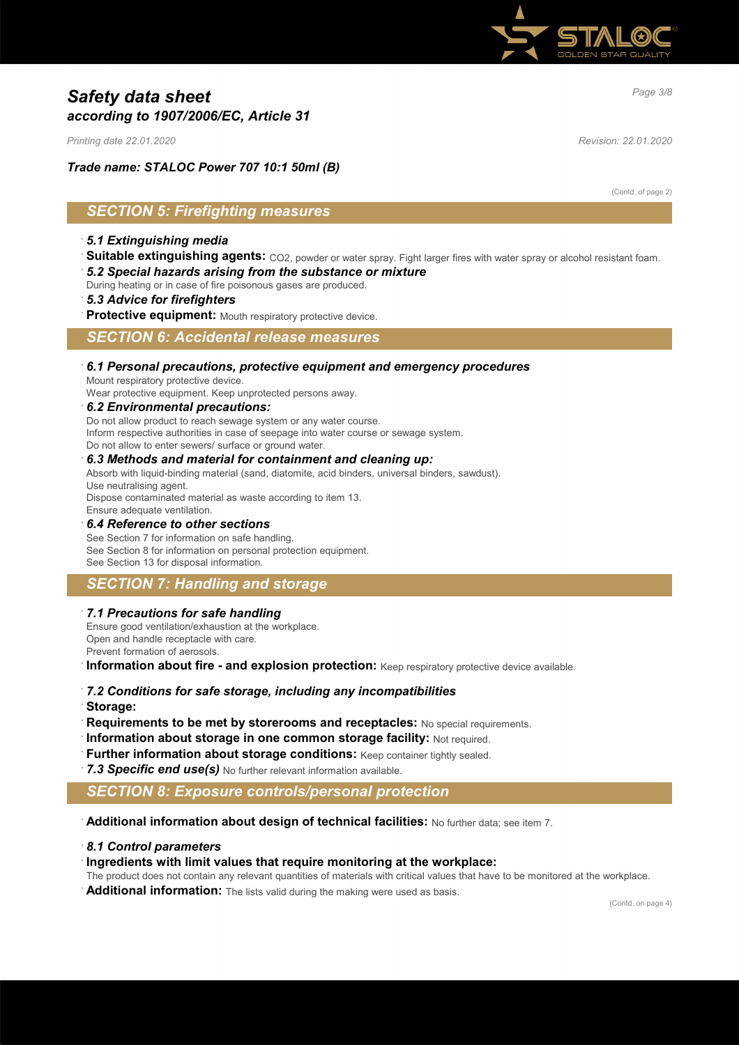# Safety data sheet
## according to 1907/2006/EC, Article 31

*Printing date 22.01.2020* *Revision: 22.01.2020*

***Trade name: STALOC Power 707 10:1 50ml (B)***

(Contd. of page 2)

## SECTION 5: Firefighting measures

- ***5.1 Extinguishing media***
- **Suitable extinguishing agents:** $CO_2$, powder or water spray. Fight larger fires with water spray or alcohol resistant foam.
- ***5.2 Special hazards arising from the substance or mixture***
  During heating or in case of fire poisonous gases are produced.
- ***5.3 Advice for firefighters***
- **Protective equipment:** Mouth respiratory protective device.

## SECTION 6: Accidental release measures

- ***6.1 Personal precautions, protective equipment and emergency procedures***
  Mount respiratory protective device.
  Wear protective equipment. Keep unprotected persons away.
- ***6.2 Environmental precautions:***
  Do not allow product to reach sewage system or any water course.
  Inform respective authorities in case of seepage into water course or sewage system.
  Do not allow to enter sewers/ surface or ground water.
- ***6.3 Methods and material for containment and cleaning up:***
  Absorb with liquid-binding material (sand, diatomite, acid binders, universal binders, sawdust).
  Use neutralising agent.
  Dispose contaminated material as waste according to item 13.
  Ensure adequate ventilation.
- ***6.4 Reference to other sections***
  See Section 7 for information on safe handling.
  See Section 8 for information on personal protection equipment.
  See Section 13 for disposal information.

## SECTION 7: Handling and storage

- ***7.1 Precautions for safe handling***
  Ensure good ventilation/exhaustion at the workplace.
  Open and handle receptacle with care.
  Prevent formation of aerosols.
- **Information about fire - and explosion protection:** Keep respiratory protective device available.
- ***7.2 Conditions for safe storage, including any incompatibilities***
- **Storage:**
- **Requirements to be met by storerooms and receptacles:** No special requirements.
- **Information about storage in one common storage facility:** Not required.
- **Further information about storage conditions:** Keep container tightly sealed.
- ***7.3 Specific end use(s)*** No further relevant information available.

## SECTION 8: Exposure controls/personal protection

- **Additional information about design of technical facilities:** No further data; see item 7.
- ***8.1 Control parameters***
- **Ingredients with limit values that require monitoring at the workplace:**
  The product does not contain any relevant quantities of materials with critical values that have to be monitored at the workplace.
- **Additional information:** The lists valid during the making were used as basis.

(Contd. on page 4)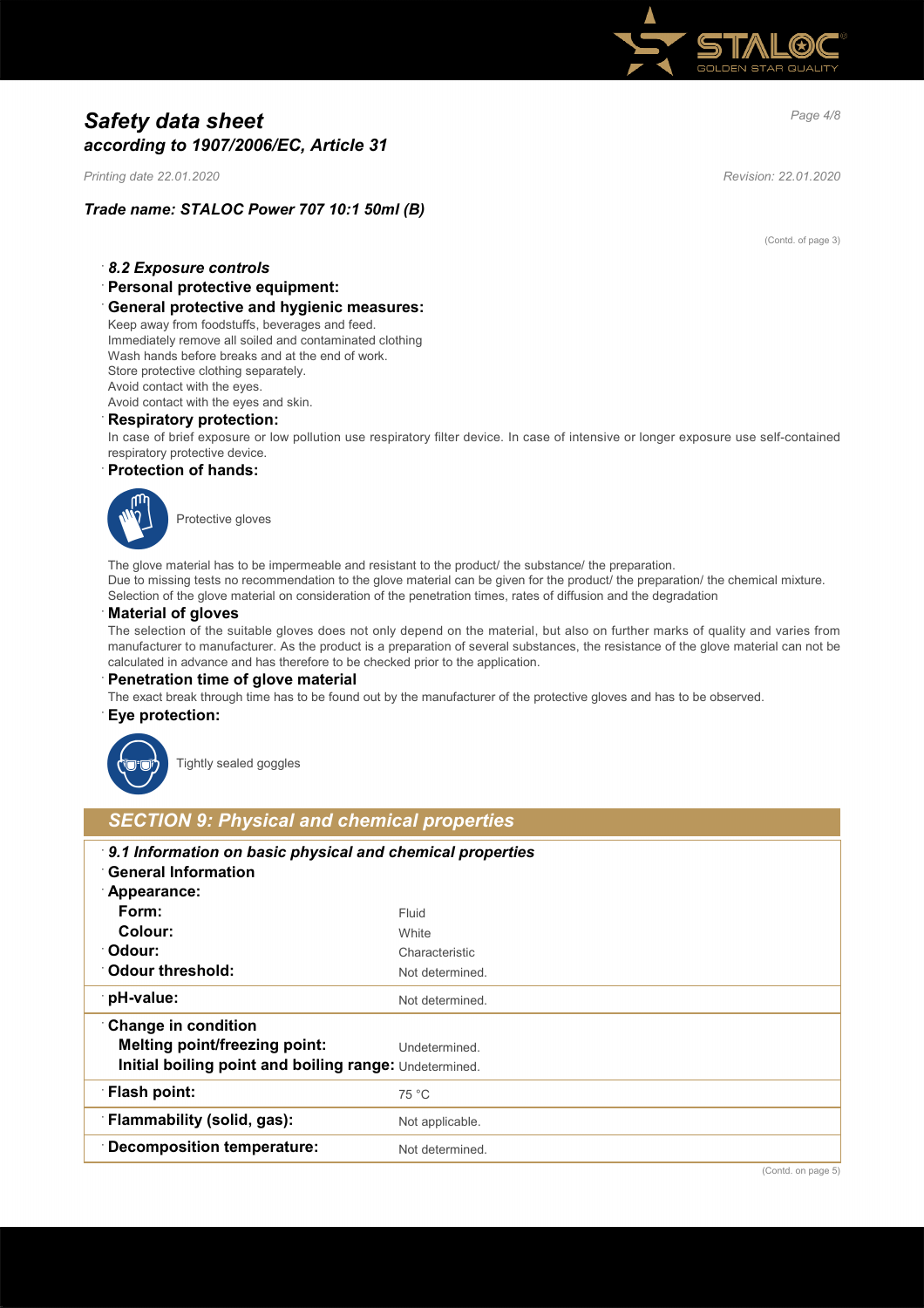# Safety data sheet
## according to 1907/2006/EC, Article 31

*Printing date 22.01.2020* *Revision: 22.01.2020*

***Trade name: STALOC Power 707 10:1 50ml (B)***

(Contd. of page 3)

### 8.2 Exposure controls

**Personal protective equipment:**

**General protective and hygienic measures:**

Keep away from foodstuffs, beverages and feed.
Immediately remove all soiled and contaminated clothing
Wash hands before breaks and at the end of work.
Store protective clothing separately.
Avoid contact with the eyes.
Avoid contact with the eyes and skin.

**Respiratory protection:**

In case of brief exposure or low pollution use respiratory filter device. In case of intensive or longer exposure use self-contained respiratory protective device.

**Protection of hands:**

Protective gloves

The glove material has to be impermeable and resistant to the product/ the substance/ the preparation.
Due to missing tests no recommendation to the glove material can be given for the product/ the preparation/ the chemical mixture.
Selection of the glove material on consideration of the penetration times, rates of diffusion and the degradation

**Material of gloves**

The selection of the suitable gloves does not only depend on the material, but also on further marks of quality and varies from manufacturer to manufacturer. As the product is a preparation of several substances, the resistance of the glove material can not be calculated in advance and has therefore to be checked prior to the application.

**Penetration time of glove material**

The exact break through time has to be found out by the manufacturer of the protective gloves and has to be observed.

**Eye protection:**

Tightly sealed goggles

## SECTION 9: Physical and chemical properties

| *9.1 Information on basic physical and chemical properties* | |
|---|---|
| **General Information** | |
| **Appearance:** | |
| **Form:** | Fluid |
| **Colour:** | White |
| **Odour:** | Characteristic |
| **Odour threshold:** | Not determined. |
| **pH-value:** | Not determined. |
| **Change in condition** | |
| **Melting point/freezing point:** | Undetermined. |
| **Initial boiling point and boiling range:** | Undetermined. |
| **Flash point:** | 75 °C |
| **Flammability (solid, gas):** | Not applicable. |
| **Decomposition temperature:** | Not determined. |

(Contd. on page 5)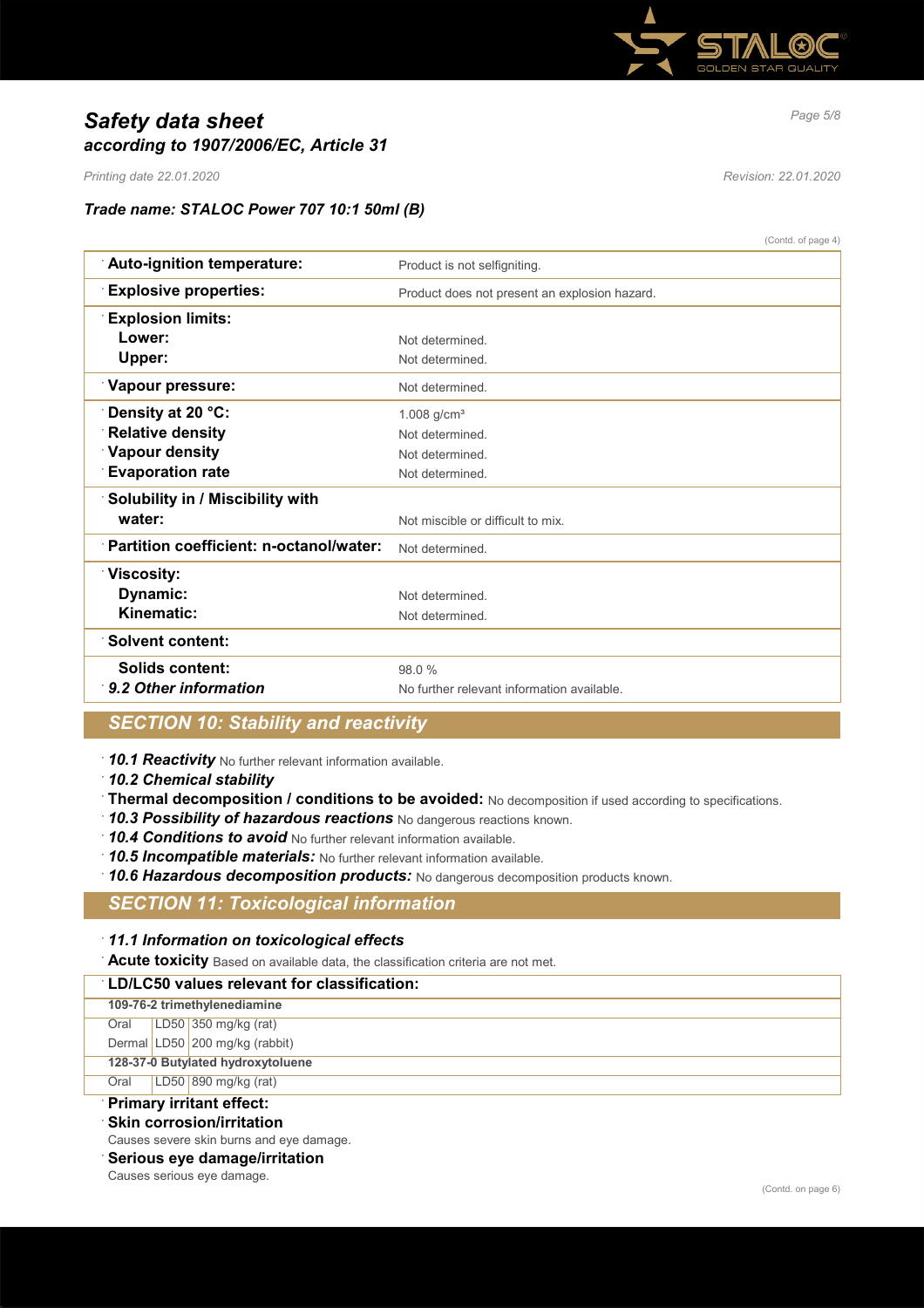# Safety data sheet
## according to 1907/2006/EC, Article 31

*Printing date 22.01.2020* *Revision: 22.01.2020*

### Trade name: STALOC Power 707 10:1 50ml (B)

(Contd. of page 4)

| | |
|---|---|
| **Auto-ignition temperature:** | Product is not selfigniting. |
| **Explosive properties:** | Product does not present an explosion hazard. |
| **Explosion limits:** | |
| **Lower:** | Not determined. |
| **Upper:** | Not determined. |
| **Vapour pressure:** | Not determined. |
| **Density at 20 °C:** | 1.008 g/cm³ |
| **Relative density** | Not determined. |
| **Vapour density** | Not determined. |
| **Evaporation rate** | Not determined. |
| **Solubility in / Miscibility with water:** | Not miscible or difficult to mix. |
| **Partition coefficient: n-octanol/water:** | Not determined. |
| **Viscosity:** | |
| **Dynamic:** | Not determined. |
| **Kinematic:** | Not determined. |
| **Solvent content:** | |
| **Solids content:** | 98.0 % |
| ***9.2 Other information*** | No further relevant information available. |

## SECTION 10: Stability and reactivity

- ***10.1 Reactivity*** No further relevant information available.
- ***10.2 Chemical stability***
- **Thermal decomposition / conditions to be avoided:** No decomposition if used according to specifications.
- ***10.3 Possibility of hazardous reactions*** No dangerous reactions known.
- ***10.4 Conditions to avoid*** No further relevant information available.
- ***10.5 Incompatible materials:*** No further relevant information available.
- ***10.6 Hazardous decomposition products:*** No dangerous decomposition products known.

## SECTION 11: Toxicological information

- ***11.1 Information on toxicological effects***
- **Acute toxicity** Based on available data, the classification criteria are not met.

| **LD/LC50 values relevant for classification:** | | |
|---|---|---|
| **109-76-2 trimethylenediamine** | | |
| Oral | LD50 | 350 mg/kg (rat) |
| Dermal | LD50 | 200 mg/kg (rabbit) |
| **128-37-0 Butylated hydroxytoluene** | | |
| Oral | LD50 | 890 mg/kg (rat) |

- **Primary irritant effect:**
- **Skin corrosion/irritation**
  Causes severe skin burns and eye damage.
- **Serious eye damage/irritation**
  Causes serious eye damage.

(Contd. on page 6)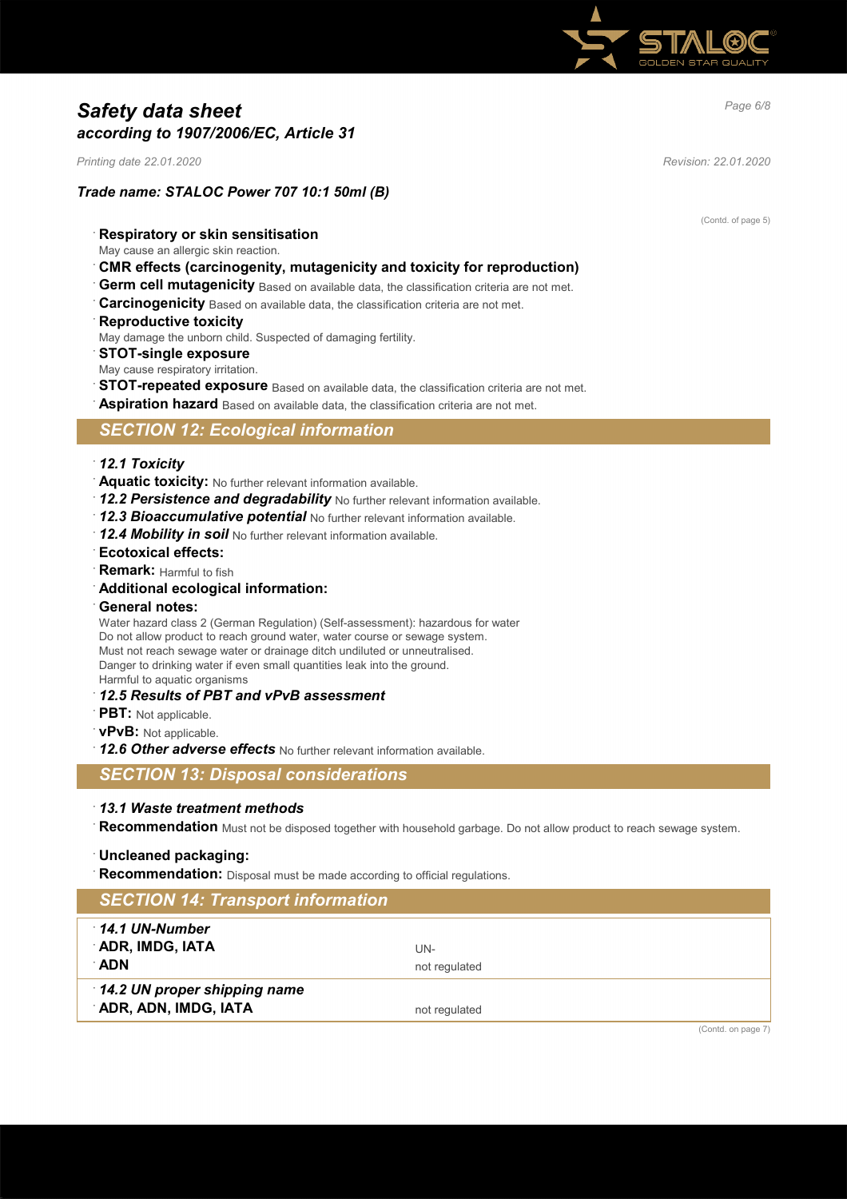# Safety data sheet
## according to 1907/2006/EC, Article 31

*Printing date 22.01.2020* *Revision: 22.01.2020*

### Trade name: STALOC Power 707 10:1 50ml (B)

(Contd. of page 5)

- **Respiratory or skin sensitisation**
  May cause an allergic skin reaction.
- **CMR effects (carcinogenity, mutagenicity and toxicity for reproduction)**
- **Germ cell mutagenicity** Based on available data, the classification criteria are not met.
- **Carcinogenicity** Based on available data, the classification criteria are not met.
- **Reproductive toxicity**
  May damage the unborn child. Suspected of damaging fertility.
- **STOT-single exposure**
  May cause respiratory irritation.
- **STOT-repeated exposure** Based on available data, the classification criteria are not met.
- **Aspiration hazard** Based on available data, the classification criteria are not met.

## SECTION 12: Ecological information

- ***12.1 Toxicity***
- **Aquatic toxicity:** No further relevant information available.
- ***12.2 Persistence and degradability*** No further relevant information available.
- ***12.3 Bioaccumulative potential*** No further relevant information available.
- ***12.4 Mobility in soil*** No further relevant information available.
- **Ecotoxical effects:**
- **Remark:** Harmful to fish
- **Additional ecological information:**
- **General notes:**
  Water hazard class 2 (German Regulation) (Self-assessment): hazardous for water
  Do not allow product to reach ground water, water course or sewage system.
  Must not reach sewage water or drainage ditch undiluted or unneutralised.
  Danger to drinking water if even small quantities leak into the ground.
  Harmful to aquatic organisms
- ***12.5 Results of PBT and vPvB assessment***
- **PBT:** Not applicable.
- **vPvB:** Not applicable.
- ***12.6 Other adverse effects*** No further relevant information available.

## SECTION 13: Disposal considerations

- ***13.1 Waste treatment methods***
- **Recommendation** Must not be disposed together with household garbage. Do not allow product to reach sewage system.

- **Uncleaned packaging:**
- **Recommendation:** Disposal must be made according to official regulations.

## SECTION 14: Transport information

| | |
|---|---|
| ***14.1 UN-Number*** | |
| **ADR, IMDG, IATA** | UN- |
| **ADN** | not regulated |
| ***14.2 UN proper shipping name*** | |
| **ADR, ADN, IMDG, IATA** | not regulated |

(Contd. on page 7)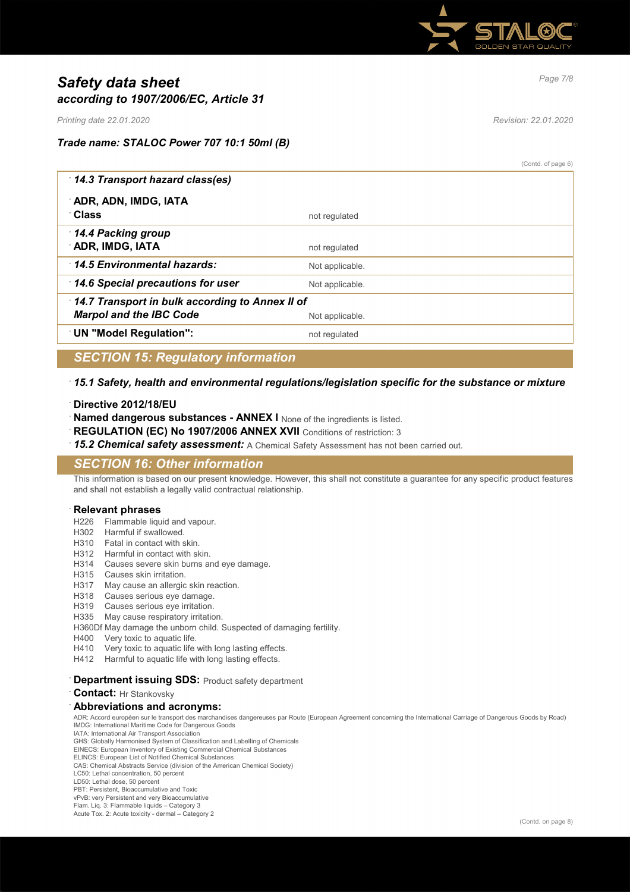(Contd. of page 6)

| **14.3 Transport hazard class(es)** | |
|---|---|
| **ADR, ADN, IMDG, IATA** | |
| **Class** | not regulated |
| **14.4 Packing group** | |
| **ADR, IMDG, IATA** | not regulated |
| **14.5 Environmental hazards:** | Not applicable. |
| **14.6 Special precautions for user** | Not applicable. |
| **14.7 Transport in bulk according to Annex II of Marpol and the IBC Code** | Not applicable. |
| **UN "Model Regulation":** | not regulated |

## SECTION 15: Regulatory information

***15.1 Safety, health and environmental regulations/legislation specific for the substance or mixture***

**Directive 2012/18/EU**

**Named dangerous substances - ANNEX I** None of the ingredients is listed.

**REGULATION (EC) No 1907/2006 ANNEX XVII** Conditions of restriction: 3

***15.2 Chemical safety assessment:*** A Chemical Safety Assessment has not been carried out.

## SECTION 16: Other information

This information is based on our present knowledge. However, this shall not constitute a guarantee for any specific product features and shall not establish a legally valid contractual relationship.

**Relevant phrases**

H226 Flammable liquid and vapour.
H302 Harmful if swallowed.
H310 Fatal in contact with skin.
H312 Harmful in contact with skin.
H314 Causes severe skin burns and eye damage.
H315 Causes skin irritation.
H317 May cause an allergic skin reaction.
H318 Causes serious eye damage.
H319 Causes serious eye irritation.
H335 May cause respiratory irritation.
H360Df May damage the unborn child. Suspected of damaging fertility.
H400 Very toxic to aquatic life.
H410 Very toxic to aquatic life with long lasting effects.
H412 Harmful to aquatic life with long lasting effects.

**Department issuing SDS:** Product safety department

**Contact:** Hr Stankovsky

**Abbreviations and acronyms:**

ADR: Accord européen sur le transport des marchandises dangereuses par Route (European Agreement concerning the International Carriage of Dangerous Goods by Road)
IMDG: International Maritime Code for Dangerous Goods
IATA: International Air Transport Association
GHS: Globally Harmonised System of Classification and Labelling of Chemicals
EINECS: European Inventory of Existing Commercial Chemical Substances
ELINCS: European List of Notified Chemical Substances
CAS: Chemical Abstracts Service (division of the American Chemical Society)
LC50: Lethal concentration, 50 percent
LD50: Lethal dose, 50 percent
PBT: Persistent, Bioaccumulative and Toxic
vPvB: very Persistent and very Bioaccumulative
Flam. Liq. 3: Flammable liquids – Category 3
Acute Tox. 2: Acute toxicity - dermal – Category 2

(Contd. on page 8)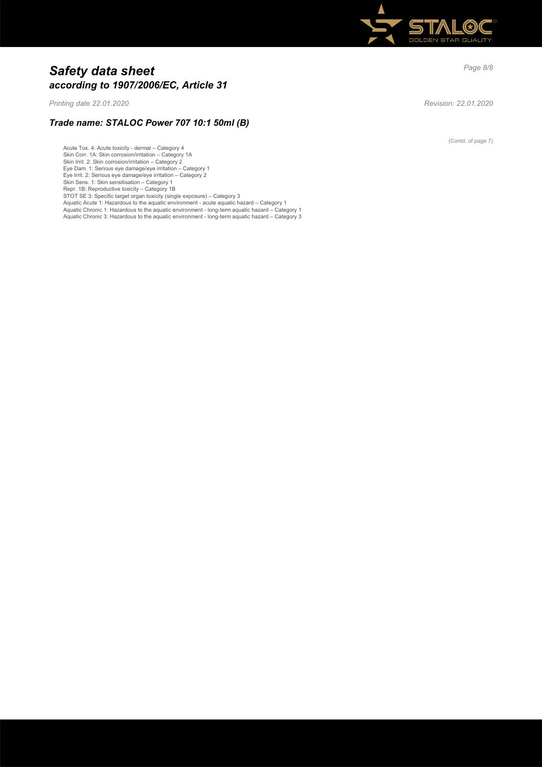(Contd. of page 7)

Acute Tox. 4: Acute toxicity - dermal – Category 4
Skin Corr. 1A: Skin corrosion/irritation – Category 1A
Skin Irrit. 2: Skin corrosion/irritation – Category 2
Eye Dam. 1: Serious eye damage/eye irritation – Category 1
Eye Irrit. 2: Serious eye damage/eye irritation – Category 2
Skin Sens. 1: Skin sensitisation – Category 1
Repr. 1B: Reproductive toxicity – Category 1B
STOT SE 3: Specific target organ toxicity (single exposure) – Category 3
Aquatic Acute 1: Hazardous to the aquatic environment - acute aquatic hazard – Category 1
Aquatic Chronic 1: Hazardous to the aquatic environment - long-term aquatic hazard – Category 1
Aquatic Chronic 3: Hazardous to the aquatic environment - long-term aquatic hazard – Category 3